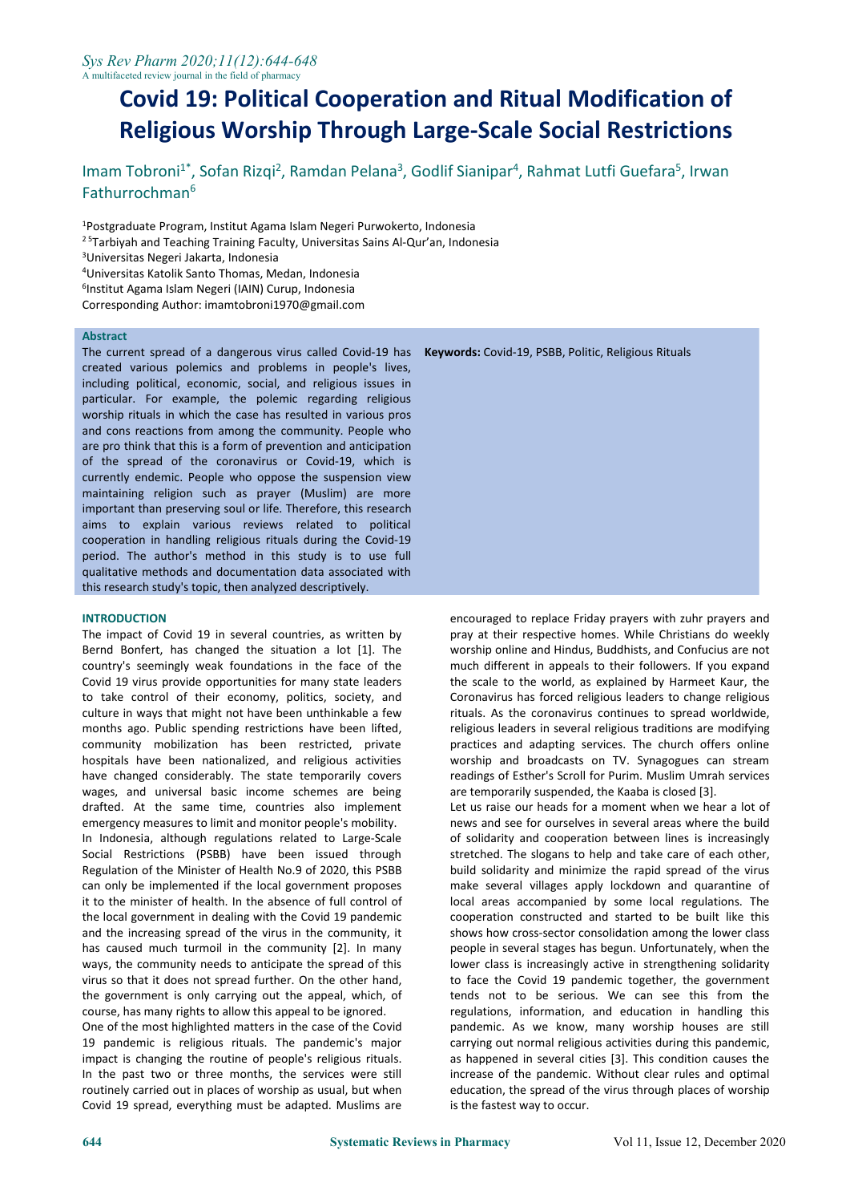# Covid 19: Political Cooperation and Ritual Modification of Religious Worship Through Large-Scale Social Restrictions

Imam Tobroni[1*], Sofan Rizqi[2], Ramdan Pelana[3], Godlif Sianipar[4], Rahmat Lutfi Guefara[5], Irwan Fathurrochman[6]

[1]Postgraduate Program, Institut Agama Islam Negeri Purwokerto, Indonesia
[2 5]Tarbiyah and Teaching Training Faculty, Universitas Sains Al-Qur'an, Indonesia
[3]Universitas Negeri Jakarta, Indonesia
[4]Universitas Katolik Santo Thomas, Medan, Indonesia
[6]Institut Agama Islam Negeri (IAIN) Curup, Indonesia
Corresponding Author: imamtobroni1970@gmail.com

## Abstract

The current spread of a dangerous virus called Covid-19 has created various polemics and problems in people's lives, including political, economic, social, and religious issues in particular. For example, the polemic regarding religious worship rituals in which the case has resulted in various pros and cons reactions from among the community. People who are pro think that this is a form of prevention and anticipation of the spread of the coronavirus or Covid-19, which is currently endemic. People who oppose the suspension view maintaining religion such as prayer (Muslim) are more important than preserving soul or life. Therefore, this research aims to explain various reviews related to political cooperation in handling religious rituals during the Covid-19 period. The author's method in this study is to use full qualitative methods and documentation data associated with this research study's topic, then analyzed descriptively.

**Keywords:** Covid-19, PSBB, Politic, Religious Rituals

## INTRODUCTION

The impact of Covid 19 in several countries, as written by Bernd Bonfert, has changed the situation a lot [1]. The country's seemingly weak foundations in the face of the Covid 19 virus provide opportunities for many state leaders to take control of their economy, politics, society, and culture in ways that might not have been unthinkable a few months ago. Public spending restrictions have been lifted, community mobilization has been restricted, private hospitals have been nationalized, and religious activities have changed considerably. The state temporarily covers wages, and universal basic income schemes are being drafted. At the same time, countries also implement emergency measures to limit and monitor people's mobility.

In Indonesia, although regulations related to Large-Scale Social Restrictions (PSBB) have been issued through Regulation of the Minister of Health No.9 of 2020, this PSBB can only be implemented if the local government proposes it to the minister of health. In the absence of full control of the local government in dealing with the Covid 19 pandemic and the increasing spread of the virus in the community, it has caused much turmoil in the community [2]. In many ways, the community needs to anticipate the spread of this virus so that it does not spread further. On the other hand, the government is only carrying out the appeal, which, of course, has many rights to allow this appeal to be ignored.

One of the most highlighted matters in the case of the Covid 19 pandemic is religious rituals. The pandemic's major impact is changing the routine of people's religious rituals. In the past two or three months, the services were still routinely carried out in places of worship as usual, but when Covid 19 spread, everything must be adapted. Muslims are encouraged to replace Friday prayers with zuhr prayers and pray at their respective homes. While Christians do weekly worship online and Hindus, Buddhists, and Confucius are not much different in appeals to their followers. If you expand the scale to the world, as explained by Harmeet Kaur, the Coronavirus has forced religious leaders to change religious rituals. As the coronavirus continues to spread worldwide, religious leaders in several religious traditions are modifying practices and adapting services. The church offers online worship and broadcasts on TV. Synagogues can stream readings of Esther's Scroll for Purim. Muslim Umrah services are temporarily suspended, the Kaaba is closed [3].

Let us raise our heads for a moment when we hear a lot of news and see for ourselves in several areas where the build of solidarity and cooperation between lines is increasingly stretched. The slogans to help and take care of each other, build solidarity and minimize the rapid spread of the virus make several villages apply lockdown and quarantine of local areas accompanied by some local regulations. The cooperation constructed and started to be built like this shows how cross-sector consolidation among the lower class people in several stages has begun. Unfortunately, when the lower class is increasingly active in strengthening solidarity to face the Covid 19 pandemic together, the government tends not to be serious. We can see this from the regulations, information, and education in handling this pandemic. As we know, many worship houses are still carrying out normal religious activities during this pandemic, as happened in several cities [3]. This condition causes the increase of the pandemic. Without clear rules and optimal education, the spread of the virus through places of worship is the fastest way to occur.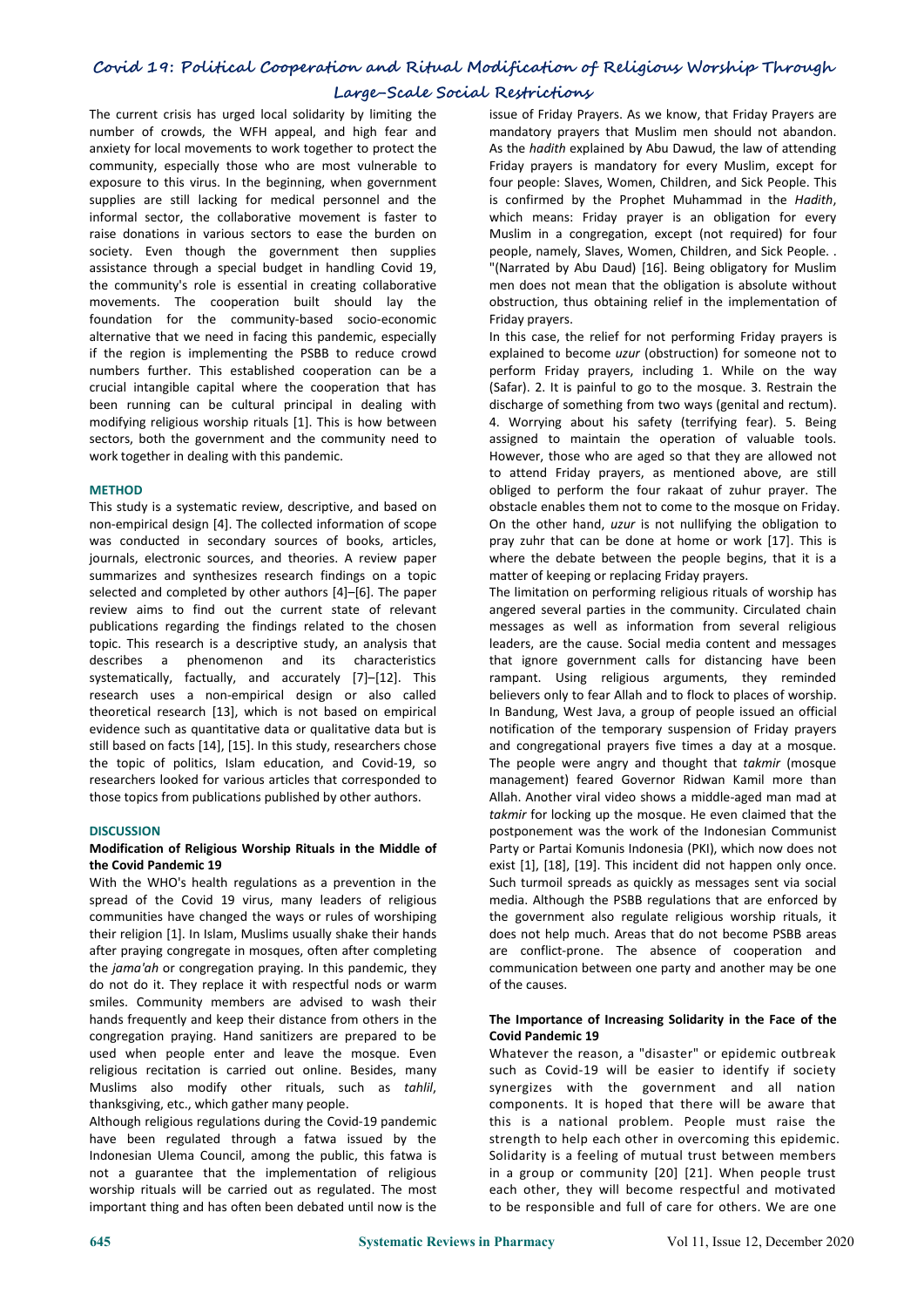The current crisis has urged local solidarity by limiting the number of crowds, the WFH appeal, and high fear and anxiety for local movements to work together to protect the community, especially those who are most vulnerable to exposure to this virus. In the beginning, when government supplies are still lacking for medical personnel and the informal sector, the collaborative movement is faster to raise donations in various sectors to ease the burden on society. Even though the government then supplies assistance through a special budget in handling Covid 19, the community's role is essential in creating collaborative movements. The cooperation built should lay the foundation for the community-based socio-economic alternative that we need in facing this pandemic, especially if the region is implementing the PSBB to reduce crowd numbers further. This established cooperation can be a crucial intangible capital where the cooperation that has been running can be cultural principal in dealing with modifying religious worship rituals [1]. This is how between sectors, both the government and the community need to work together in dealing with this pandemic.

## METHOD

This study is a systematic review, descriptive, and based on non-empirical design [4]. The collected information of scope was conducted in secondary sources of books, articles, journals, electronic sources, and theories. A review paper summarizes and synthesizes research findings on a topic selected and completed by other authors [4]–[6]. The paper review aims to find out the current state of relevant publications regarding the findings related to the chosen topic. This research is a descriptive study, an analysis that describes a phenomenon and its characteristics systematically, factually, and accurately [7]–[12]. This research uses a non-empirical design or also called theoretical research [13], which is not based on empirical evidence such as quantitative data or qualitative data but is still based on facts [14], [15]. In this study, researchers chose the topic of politics, Islam education, and Covid-19, so researchers looked for various articles that corresponded to those topics from publications published by other authors.

## DISCUSSION

### Modification of Religious Worship Rituals in the Middle of the Covid Pandemic 19

With the WHO's health regulations as a prevention in the spread of the Covid 19 virus, many leaders of religious communities have changed the ways or rules of worshiping their religion [1]. In Islam, Muslims usually shake their hands after praying congregate in mosques, often after completing the *jama'ah* or congregation praying. In this pandemic, they do not do it. They replace it with respectful nods or warm smiles. Community members are advised to wash their hands frequently and keep their distance from others in the congregation praying. Hand sanitizers are prepared to be used when people enter and leave the mosque. Even religious recitation is carried out online. Besides, many Muslims also modify other rituals, such as *tahlil*, thanksgiving, etc., which gather many people.

Although religious regulations during the Covid-19 pandemic have been regulated through a fatwa issued by the Indonesian Ulema Council, among the public, this fatwa is not a guarantee that the implementation of religious worship rituals will be carried out as regulated. The most important thing and has often been debated until now is the issue of Friday Prayers. As we know, that Friday Prayers are mandatory prayers that Muslim men should not abandon. As the *hadith* explained by Abu Dawud, the law of attending Friday prayers is mandatory for every Muslim, except for four people: Slaves, Women, Children, and Sick People. This is confirmed by the Prophet Muhammad in the *Hadith*, which means: Friday prayer is an obligation for every Muslim in a congregation, except (not required) for four people, namely, Slaves, Women, Children, and Sick People. . "(Narrated by Abu Daud) [16]. Being obligatory for Muslim men does not mean that the obligation is absolute without obstruction, thus obtaining relief in the implementation of Friday prayers.

In this case, the relief for not performing Friday prayers is explained to become *uzur* (obstruction) for someone not to perform Friday prayers, including 1. While on the way (Safar). 2. It is painful to go to the mosque. 3. Restrain the discharge of something from two ways (genital and rectum). 4. Worrying about his safety (terrifying fear). 5. Being assigned to maintain the operation of valuable tools. However, those who are aged so that they are allowed not to attend Friday prayers, as mentioned above, are still obliged to perform the four rakaat of zuhur prayer. The obstacle enables them not to come to the mosque on Friday. On the other hand, *uzur* is not nullifying the obligation to pray zuhr that can be done at home or work [17]. This is where the debate between the people begins, that it is a matter of keeping or replacing Friday prayers.

The limitation on performing religious rituals of worship has angered several parties in the community. Circulated chain messages as well as information from several religious leaders, are the cause. Social media content and messages that ignore government calls for distancing have been rampant. Using religious arguments, they reminded believers only to fear Allah and to flock to places of worship. In Bandung, West Java, a group of people issued an official notification of the temporary suspension of Friday prayers and congregational prayers five times a day at a mosque. The people were angry and thought that *takmir* (mosque management) feared Governor Ridwan Kamil more than Allah. Another viral video shows a middle-aged man mad at *takmir* for locking up the mosque. He even claimed that the postponement was the work of the Indonesian Communist Party or Partai Komunis Indonesia (PKI), which now does not exist [1], [18], [19]. This incident did not happen only once. Such turmoil spreads as quickly as messages sent via social media. Although the PSBB regulations that are enforced by the government also regulate religious worship rituals, it does not help much. Areas that do not become PSBB areas are conflict-prone. The absence of cooperation and communication between one party and another may be one of the causes.

### The Importance of Increasing Solidarity in the Face of the Covid Pandemic 19

Whatever the reason, a "disaster" or epidemic outbreak such as Covid-19 will be easier to identify if society synergizes with the government and all nation components. It is hoped that there will be aware that this is a national problem. People must raise the strength to help each other in overcoming this epidemic. Solidarity is a feeling of mutual trust between members in a group or community [20] [21]. When people trust each other, they will become respectful and motivated to be responsible and full of care for others. We are one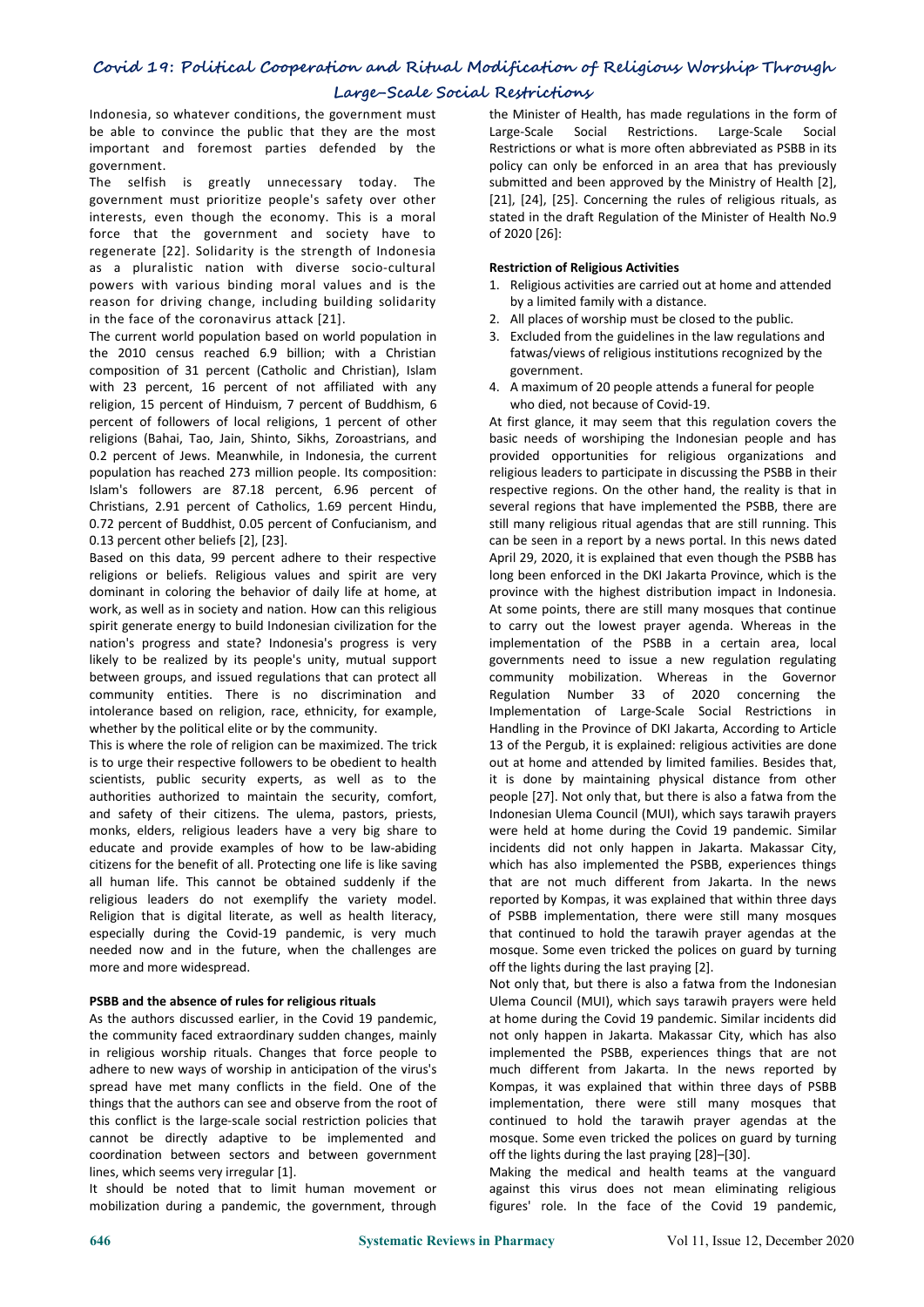Indonesia, so whatever conditions, the government must be able to convince the public that they are the most important and foremost parties defended by the government.

The selfish is greatly unnecessary today. The government must prioritize people's safety over other interests, even though the economy. This is a moral force that the government and society have to regenerate [22]. Solidarity is the strength of Indonesia as a pluralistic nation with diverse socio-cultural powers with various binding moral values and is the reason for driving change, including building solidarity in the face of the coronavirus attack [21].

The current world population based on world population in the 2010 census reached 6.9 billion; with a Christian composition of 31 percent (Catholic and Christian), Islam with 23 percent, 16 percent of not affiliated with any religion, 15 percent of Hinduism, 7 percent of Buddhism, 6 percent of followers of local religions, 1 percent of other religions (Bahai, Tao, Jain, Shinto, Sikhs, Zoroastrians, and 0.2 percent of Jews. Meanwhile, in Indonesia, the current population has reached 273 million people. Its composition: Islam's followers are 87.18 percent, 6.96 percent of Christians, 2.91 percent of Catholics, 1.69 percent Hindu, 0.72 percent of Buddhist, 0.05 percent of Confucianism, and 0.13 percent other beliefs [2], [23].

Based on this data, 99 percent adhere to their respective religions or beliefs. Religious values and spirit are very dominant in coloring the behavior of daily life at home, at work, as well as in society and nation. How can this religious spirit generate energy to build Indonesian civilization for the nation's progress and state? Indonesia's progress is very likely to be realized by its people's unity, mutual support between groups, and issued regulations that can protect all community entities. There is no discrimination and intolerance based on religion, race, ethnicity, for example, whether by the political elite or by the community.

This is where the role of religion can be maximized. The trick is to urge their respective followers to be obedient to health scientists, public security experts, as well as to the authorities authorized to maintain the security, comfort, and safety of their citizens. The ulema, pastors, priests, monks, elders, religious leaders have a very big share to educate and provide examples of how to be law-abiding citizens for the benefit of all. Protecting one life is like saving all human life. This cannot be obtained suddenly if the religious leaders do not exemplify the variety model. Religion that is digital literate, as well as health literacy, especially during the Covid-19 pandemic, is very much needed now and in the future, when the challenges are more and more widespread.

**PSBB and the absence of rules for religious rituals**

As the authors discussed earlier, in the Covid 19 pandemic, the community faced extraordinary sudden changes, mainly in religious worship rituals. Changes that force people to adhere to new ways of worship in anticipation of the virus's spread have met many conflicts in the field. One of the things that the authors can see and observe from the root of this conflict is the large-scale social restriction policies that cannot be directly adaptive to be implemented and coordination between sectors and between government lines, which seems very irregular [1].

It should be noted that to limit human movement or mobilization during a pandemic, the government, through the Minister of Health, has made regulations in the form of Large-Scale Social Restrictions. Large-Scale Social Restrictions or what is more often abbreviated as PSBB in its policy can only be enforced in an area that has previously submitted and been approved by the Ministry of Health [2], [21], [24], [25]. Concerning the rules of religious rituals, as stated in the draft Regulation of the Minister of Health No.9 of 2020 [26]:

**Restriction of Religious Activities**

1. Religious activities are carried out at home and attended by a limited family with a distance.
2. All places of worship must be closed to the public.
3. Excluded from the guidelines in the law regulations and fatwas/views of religious institutions recognized by the government.
4. A maximum of 20 people attends a funeral for people who died, not because of Covid-19.

At first glance, it may seem that this regulation covers the basic needs of worshiping the Indonesian people and has provided opportunities for religious organizations and religious leaders to participate in discussing the PSBB in their respective regions. On the other hand, the reality is that in several regions that have implemented the PSBB, there are still many religious ritual agendas that are still running. This can be seen in a report by a news portal. In this news dated April 29, 2020, it is explained that even though the PSBB has long been enforced in the DKI Jakarta Province, which is the province with the highest distribution impact in Indonesia. At some points, there are still many mosques that continue to carry out the lowest prayer agenda. Whereas in the implementation of the PSBB in a certain area, local governments need to issue a new regulation regulating community mobilization. Whereas in the Governor Regulation Number 33 of 2020 concerning the Implementation of Large-Scale Social Restrictions in Handling in the Province of DKI Jakarta, According to Article 13 of the Pergub, it is explained: religious activities are done out at home and attended by limited families. Besides that, it is done by maintaining physical distance from other people [27]. Not only that, but there is also a fatwa from the Indonesian Ulema Council (MUI), which says tarawih prayers were held at home during the Covid 19 pandemic. Similar incidents did not only happen in Jakarta. Makassar City, which has also implemented the PSBB, experiences things that are not much different from Jakarta. In the news reported by Kompas, it was explained that within three days of PSBB implementation, there were still many mosques that continued to hold the tarawih prayer agendas at the mosque. Some even tricked the polices on guard by turning off the lights during the last praying [2].

Not only that, but there is also a fatwa from the Indonesian Ulema Council (MUI), which says tarawih prayers were held at home during the Covid 19 pandemic. Similar incidents did not only happen in Jakarta. Makassar City, which has also implemented the PSBB, experiences things that are not much different from Jakarta. In the news reported by Kompas, it was explained that within three days of PSBB implementation, there were still many mosques that continued to hold the tarawih prayer agendas at the mosque. Some even tricked the polices on guard by turning off the lights during the last praying [28]–[30].

Making the medical and health teams at the vanguard against this virus does not mean eliminating religious figures' role. In the face of the Covid 19 pandemic,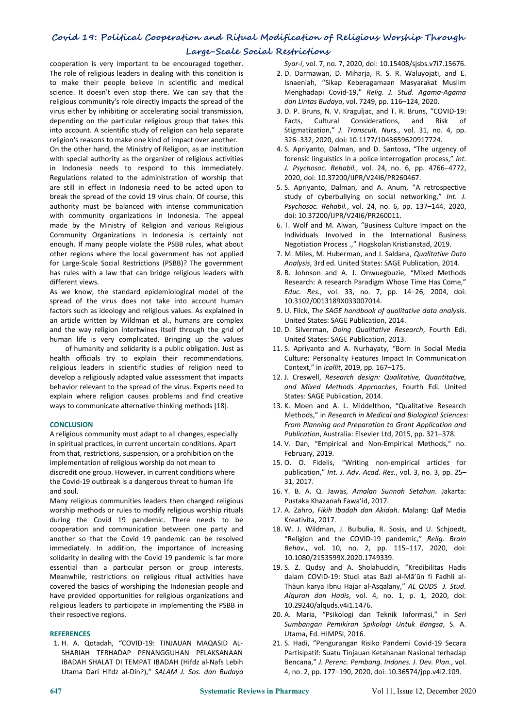cooperation is very important to be encouraged together. The role of religious leaders in dealing with this condition is to make their people believe in scientific and medical science. It doesn't even stop there. We can say that the religious community's role directly impacts the spread of the virus either by inhibiting or accelerating social transmission, depending on the particular religious group that takes this into account. A scientific study of religion can help separate religion's reasons to make one kind of impact over another.

On the other hand, the Ministry of Religion, as an institution with special authority as the organizer of religious activities in Indonesia needs to respond to this immediately. Regulations related to the administration of worship that are still in effect in Indonesia need to be acted upon to break the spread of the covid 19 virus chain. Of course, this authority must be balanced with intense communication with community organizations in Indonesia. The appeal made by the Ministry of Religion and various Religious Community Organizations in Indonesia is certainly not enough. If many people violate the PSBB rules, what about other regions where the local government has not applied for Large-Scale Social Restrictions (PSBB)? The government has rules with a law that can bridge religious leaders with different views.

As we know, the standard epidemiological model of the spread of the virus does not take into account human factors such as ideology and religious values. As explained in an article written by Wildman et al., humans are complex and the way religion intertwines itself through the grid of human life is very complicated. Bringing up the values of humanity and solidarity is a public obligation. Just as health officials try to explain their recommendations, religious leaders in scientific studies of religion need to develop a religiously adapted value assessment that impacts behavior relevant to the spread of the virus. Experts need to explain where religion causes problems and find creative ways to communicate alternative thinking methods [18].

## CONCLUSION

A religious community must adapt to all changes, especially in spiritual practices, in current uncertain conditions. Apart from that, restrictions, suspension, or a prohibition on the implementation of religious worship do not mean to discredit one group. However, in current conditions where the Covid-19 outbreak is a dangerous threat to human life and soul.

Many religious communities leaders then changed religious worship methods or rules to modify religious worship rituals during the Covid 19 pandemic. There needs to be cooperation and communication between one party and another so that the Covid 19 pandemic can be resolved immediately. In addition, the importance of increasing solidarity in dealing with the Covid 19 pandemic is far more essential than a particular person or group interests. Meanwhile, restrictions on religious ritual activities have covered the basics of worshiping the Indonesian people and have provided opportunities for religious organizations and religious leaders to participate in implementing the PSBB in their respective regions.

## REFERENCES

1. H. A. Qotadah, "COVID-19: TINJAUAN MAQASID AL-SHARIAH TERHADAP PENANGGUHAN PELAKSANAAN IBADAH SHALAT DI TEMPAT IBADAH (Hifdz al-Nafs Lebih Utama Dari Hifdz al-Din?)," *SALAM J. Sos. dan Budaya Syar-i*, vol. 7, no. 7, 2020, doi: 10.15408/sjsbs.v7i7.15676.
2. D. Darmawan, D. Miharja, R. S. R. Waluyojati, and E. Isnaeniah, "Sikap Keberagamaan Masyarakat Muslim Menghadapi Covid-19," *Relig. J. Stud. Agama-Agama dan Lintas Budaya*, vol. 7249, pp. 116–124, 2020.
3. D. P. Bruns, N. V. Kraguljac, and T. R. Bruns, "COVID-19: Facts, Cultural Considerations, and Risk of Stigmatization," *J. Transcult. Nurs.*, vol. 31, no. 4, pp. 326–332, 2020, doi: 10.1177/1043659620917724.
4. S. Apriyanto, Dalman, and D. Santoso, "The urgency of forensic linguistics in a police interrogation process," *Int. J. Psychosoc. Rehabil.*, vol. 24, no. 6, pp. 4766–4772, 2020, doi: 10.37200/IJPR/V24I6/PR260467.
5. S. Apriyanto, Dalman, and A. Anum, "A retrospective study of cyberbullying on social networking," *Int. J. Psychosoc. Rehabil.*, vol. 24, no. 6, pp. 137–144, 2020, doi: 10.37200/IJPR/V24I6/PR260011.
6. T. Wolf and M. Alwan, "Business Culture Impact on the Individuals Involved in the International Business Negotiation Process .," Hogskolan Kristianstad, 2019.
7. M. Miles, M. Huberman, and J. Saldana, *Qualitative Data Analysis*, 3rd ed. United States: SAGE Publication, 2014.
8. B. Johnson and A. J. Onwuegbuzie, "Mixed Methods Research: A research Paradigm Whose Time Has Come," *Educ. Res.*, vol. 33, no. 7, pp. 14–26, 2004, doi: 10.3102/0013189X033007014.
9. U. Flick, *The SAGE handbook of qualitative data analysis*. United States: SAGE Publication, 2014.
10. D. Silverman, *Doing Qualitative Research*, Fourth Edi. United States: SAGE Publication, 2013.
11. S. Apriyanto and A. Nurhayaty, "Born In Social Media Culture: Personality Features Impact In Communication Context," in *icollit*, 2019, pp. 167–175.
12. J. Creswell, *Research design: Qualitative, Quantitative, and Mixed Methods Approaches*, Fourth Edi. United States: SAGE Publication, 2014.
13. K. Moen and A. L. Middelthon, "Qualitative Research Methods," in *Research in Medical and Biological Sciences: From Planning and Preparation to Grant Application and Publication*, Australia: Elsevier Ltd, 2015, pp. 321–378.
14. V. Dan, "Empirical and Non-Empirical Methods," no. February, 2019.
15. O. O. Fidelis, "Writing non-empirical articles for publication," *Int. J. Adv. Acad. Res.*, vol. 3, no. 3, pp. 25–31, 2017.
16. Y. B. A. Q. Jawas, *Amalan Sunnah Setahun*. Jakarta: Pustaka Khazanah Fawa'id, 2017.
17. A. Zahro, *Fikih Ibadah dan Akidah*. Malang: Qaf Media Kreativita, 2017.
18. W. J. Wildman, J. Bulbulia, R. Sosis, and U. Schjoedt, "Religion and the COVID-19 pandemic," *Relig. Brain Behav.*, vol. 10, no. 2, pp. 115–117, 2020, doi: 10.1080/2153599X.2020.1749339.
19. S. Z. Qudsy and A. Sholahuddin, "Kredibilitas Hadis dalam COVID-19: Studi atas Bażl al-Mā'ūn fi Fadhli al-Thāun karya Ibnu Hajar al-Asqalany," *AL QUDS J. Stud. Alquran dan Hadis*, vol. 4, no. 1, p. 1, 2020, doi: 10.29240/alquds.v4i1.1476.
20. A. Maria, "Psikologi dan Teknik Informasi," in *Seri Sumbangan Pemikiran Spikologi Untuk Bangsa*, S. A. Utama, Ed. HIMPSI, 2016.
21. S. Hadi, "Pengurangan Risiko Pandemi Covid-19 Secara Partisipatif: Suatu Tinjauan Ketahanan Nasional terhadap Bencana," *J. Perenc. Pembang. Indones. J. Dev. Plan.*, vol. 4, no. 2, pp. 177–190, 2020, doi: 10.36574/jpp.v4i2.109.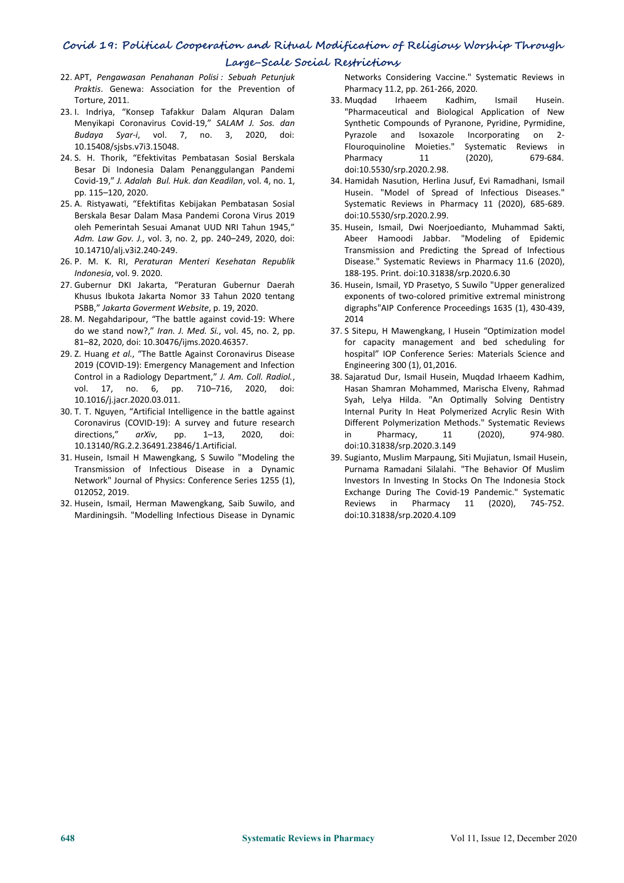22. APT, *Pengawasan Penahanan Polisi : Sebuah Petunjuk Praktis*. Genewa: Association for the Prevention of Torture, 2011.
23. I. Indriya, "Konsep Tafakkur Dalam Alquran Dalam Menyikapi Coronavirus Covid-19," *SALAM J. Sos. dan Budaya Syar-i*, vol. 7, no. 3, 2020, doi: 10.15408/sjsbs.v7i3.15048.
24. S. H. Thorik, "Efektivitas Pembatasan Sosial Berskala Besar Di Indonesia Dalam Penanggulangan Pandemi Covid-19," *J. Adalah Bul. Huk. dan Keadilan*, vol. 4, no. 1, pp. 115–120, 2020.
25. A. Ristyawati, "Efektifitas Kebijakan Pembatasan Sosial Berskala Besar Dalam Masa Pandemi Corona Virus 2019 oleh Pemerintah Sesuai Amanat UUD NRI Tahun 1945," *Adm. Law Gov. J.*, vol. 3, no. 2, pp. 240–249, 2020, doi: 10.14710/alj.v3i2.240-249.
26. P. M. K. RI, *Peraturan Menteri Kesehatan Republik Indonesia*, vol. 9. 2020.
27. Gubernur DKI Jakarta, "Peraturan Gubernur Daerah Khusus Ibukota Jakarta Nomor 33 Tahun 2020 tentang PSBB," *Jakarta Goverment Website*, p. 19, 2020.
28. M. Negahdaripour, "The battle against covid-19: Where do we stand now?," *Iran. J. Med. Si.*, vol. 45, no. 2, pp. 81–82, 2020, doi: 10.30476/ijms.2020.46357.
29. Z. Huang *et al.*, "The Battle Against Coronavirus Disease 2019 (COVID-19): Emergency Management and Infection Control in a Radiology Department," *J. Am. Coll. Radiol.*, vol. 17, no. 6, pp. 710–716, 2020, doi: 10.1016/j.jacr.2020.03.011.
30. T. T. Nguyen, "Artificial Intelligence in the battle against Coronavirus (COVID-19): A survey and future research directions," *arXiv*, pp. 1–13, 2020, doi: 10.13140/RG.2.2.36491.23846/1.Artificial.
31. Husein, Ismail H Mawengkang, S Suwilo "Modeling the Transmission of Infectious Disease in a Dynamic Network" Journal of Physics: Conference Series 1255 (1), 012052, 2019.
32. Husein, Ismail, Herman Mawengkang, Saib Suwilo, and Mardiningsih. "Modelling Infectious Disease in Dynamic Networks Considering Vaccine." Systematic Reviews in Pharmacy 11.2, pp. 261-266, 2020.
33. Muqdad Irhaeem Kadhim, Ismail Husein. "Pharmaceutical and Biological Application of New Synthetic Compounds of Pyranone, Pyridine, Pyrmidine, Pyrazole and Isoxazole Incorporating on 2-Flouroquinoline Moieties." Systematic Reviews in Pharmacy 11 (2020), 679-684. doi:10.5530/srp.2020.2.98.
34. Hamidah Nasution, Herlina Jusuf, Evi Ramadhani, Ismail Husein. "Model of Spread of Infectious Diseases." Systematic Reviews in Pharmacy 11 (2020), 685-689. doi:10.5530/srp.2020.2.99.
35. Husein, Ismail, Dwi Noerjoedianto, Muhammad Sakti, Abeer Hamoodi Jabbar. "Modeling of Epidemic Transmission and Predicting the Spread of Infectious Disease." Systematic Reviews in Pharmacy 11.6 (2020), 188-195. Print. doi:10.31838/srp.2020.6.30
36. Husein, Ismail, YD Prasetyo, S Suwilo "Upper generalized exponents of two-colored primitive extremal ministrong digraphs"AIP Conference Proceedings 1635 (1), 430-439, 2014
37. S Sitepu, H Mawengkang, I Husein "Optimization model for capacity management and bed scheduling for hospital" IOP Conference Series: Materials Science and Engineering 300 (1), 01,2016.
38. Sajaratud Dur, Ismail Husein, Muqdad Irhaeem Kadhim, Hasan Shamran Mohammed, Marischa Elveny, Rahmad Syah, Lelya Hilda. "An Optimally Solving Dentistry Internal Purity In Heat Polymerized Acrylic Resin With Different Polymerization Methods." Systematic Reviews in Pharmacy, 11 (2020), 974-980. doi:10.31838/srp.2020.3.149
39. Sugianto, Muslim Marpaung, Siti Mujiatun, Ismail Husein, Purnama Ramadani Silalahi. "The Behavior Of Muslim Investors In Investing In Stocks On The Indonesia Stock Exchange During The Covid-19 Pandemic." Systematic Reviews in Pharmacy 11 (2020), 745-752. doi:10.31838/srp.2020.4.109